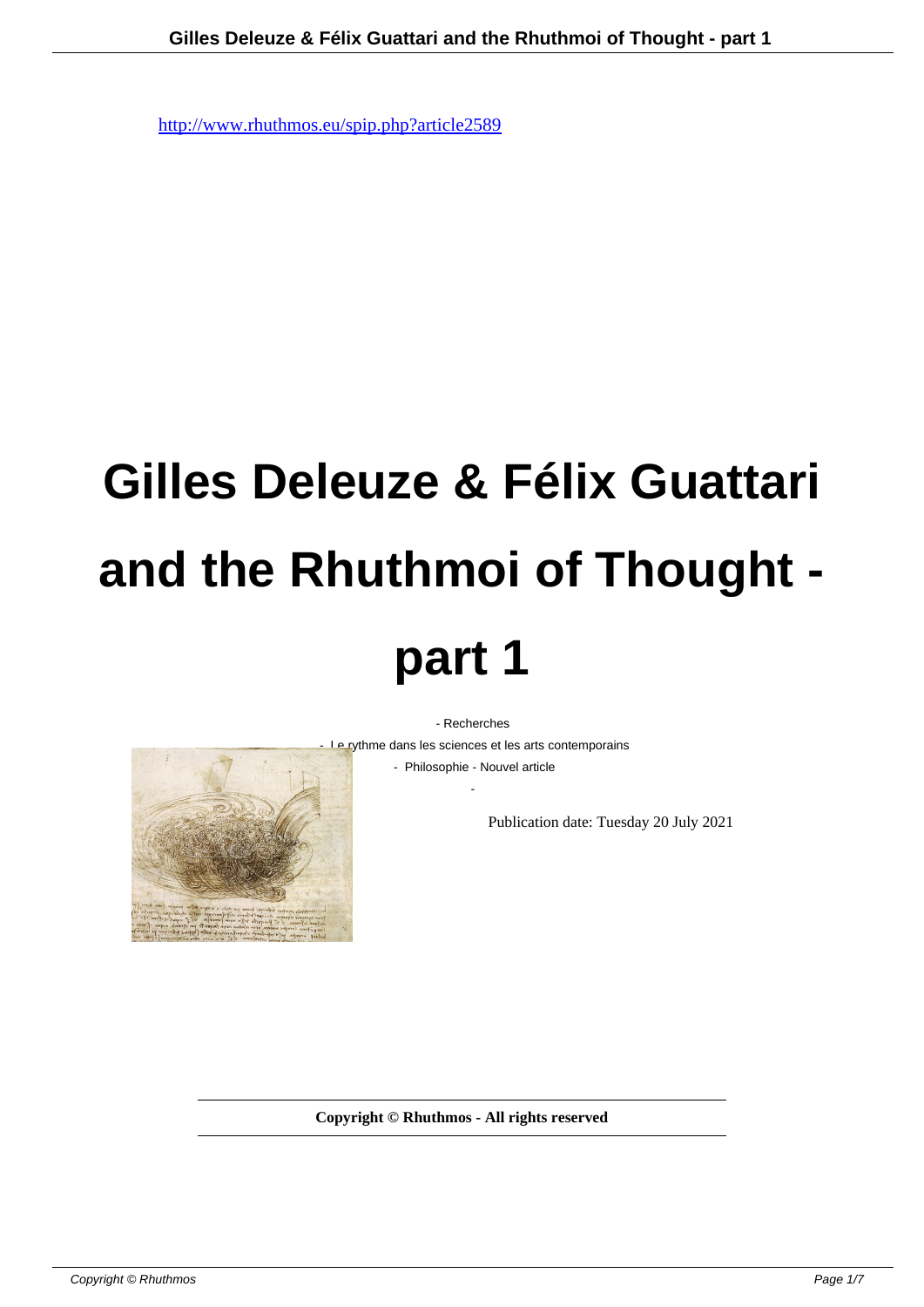http://www.rhuthmos.eu/spip.php?article2589

# Gilles Deleuze & Félix Guattari and the Rhuthmoi of Thought - part 1

- Recherches
- Le rythme dans les sciences et les arts contemporains
- Philosophie - Nouvel article

Publication date: Tuesday 20 July 2021

**Copyright © Rhuthmos - All rights reserved**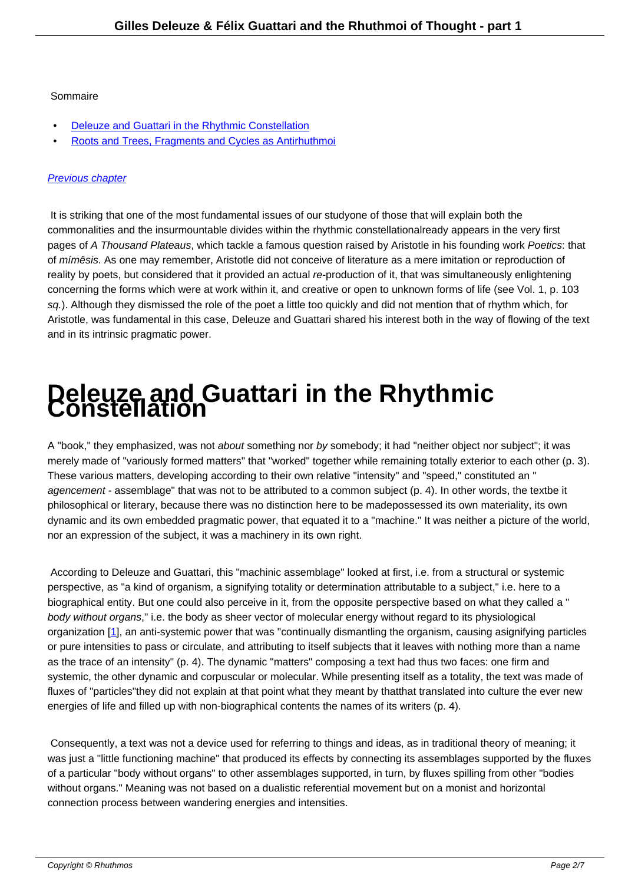Sommaire

- Deleuze and Guattari in the Rhythmic Constellation
- Roots and Trees, Fragments and Cycles as Antirhuthmoi

*Previous chapter*

It is striking that one of the most fundamental issues of our studyone of those that will explain both the commonalities and the insurmountable divides within the rhythmic constellationalready appears in the very first pages of *A Thousand Plateaus*, which tackle a famous question raised by Aristotle in his founding work *Poetics*: that of *mímêsis*. As one may remember, Aristotle did not conceive of literature as a mere imitation or reproduction of reality by poets, but considered that it provided an actual *re*-production of it, that was simultaneously enlightening concerning the forms which were at work within it, and creative or open to unknown forms of life (see Vol. 1, p. 103 *sq.*). Although they dismissed the role of the poet a little too quickly and did not mention that of rhythm which, for Aristotle, was fundamental in this case, Deleuze and Guattari shared his interest both in the way of flowing of the text and in its intrinsic pragmatic power.

# Deleuze and Guattari in the Rhythmic Constellation

A "book," they emphasized, was not *about* something nor *by* somebody; it had "neither object nor subject"; it was merely made of "variously formed matters" that "worked" together while remaining totally exterior to each other (p. 3). These various matters, developing according to their own relative "intensity" and "speed," constituted an "*agencement* - assemblage" that was not to be attributed to a common subject (p. 4). In other words, the textbe it philosophical or literary, because there was no distinction here to be madepossessed its own materiality, its own dynamic and its own embedded pragmatic power, that equated it to a "machine." It was neither a picture of the world, nor an expression of the subject, it was a machinery in its own right.

According to Deleuze and Guattari, this "machinic assemblage" looked at first, i.e. from a structural or systemic perspective, as "a kind of organism, a signifying totality or determination attributable to a subject," i.e. here to a biographical entity. But one could also perceive in it, from the opposite perspective based on what they called a "*body without organs*," i.e. the body as sheer vector of molecular energy without regard to its physiological organization [1], an anti-systemic power that was "continually dismantling the organism, causing asignifying particles or pure intensities to pass or circulate, and attributing to itself subjects that it leaves with nothing more than a name as the trace of an intensity" (p. 4). The dynamic "matters" composing a text had thus two faces: one firm and systemic, the other dynamic and corpuscular or molecular. While presenting itself as a totality, the text was made of fluxes of "particles"they did not explain at that point what they meant by thatthat translated into culture the ever new energies of life and filled up with non-biographical contents the names of its writers (p. 4).

Consequently, a text was not a device used for referring to things and ideas, as in traditional theory of meaning; it was just a "little functioning machine" that produced its effects by connecting its assemblages supported by the fluxes of a particular "body without organs" to other assemblages supported, in turn, by fluxes spilling from other "bodies without organs." Meaning was not based on a dualistic referential movement but on a monist and horizontal connection process between wandering energies and intensities.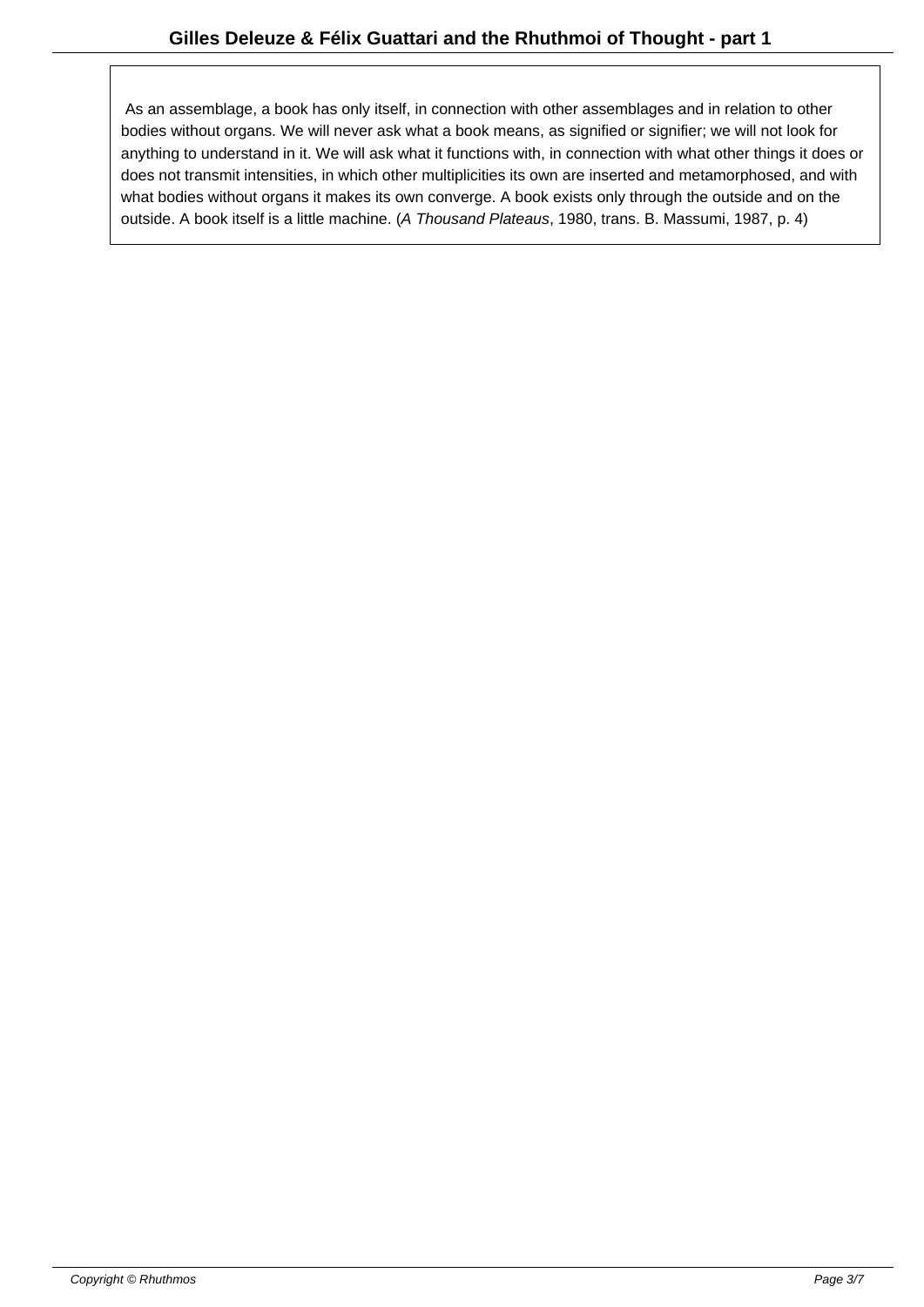> As an assemblage, a book has only itself, in connection with other assemblages and in relation to other bodies without organs. We will never ask what a book means, as signified or signifier; we will not look for anything to understand in it. We will ask what it functions with, in connection with what other things it does or does not transmit intensities, in which other multiplicities its own are inserted and metamorphosed, and with what bodies without organs it makes its own converge. A book exists only through the outside and on the outside. A book itself is a little machine. (*A Thousand Plateaus*, 1980, trans. B. Massumi, 1987, p. 4)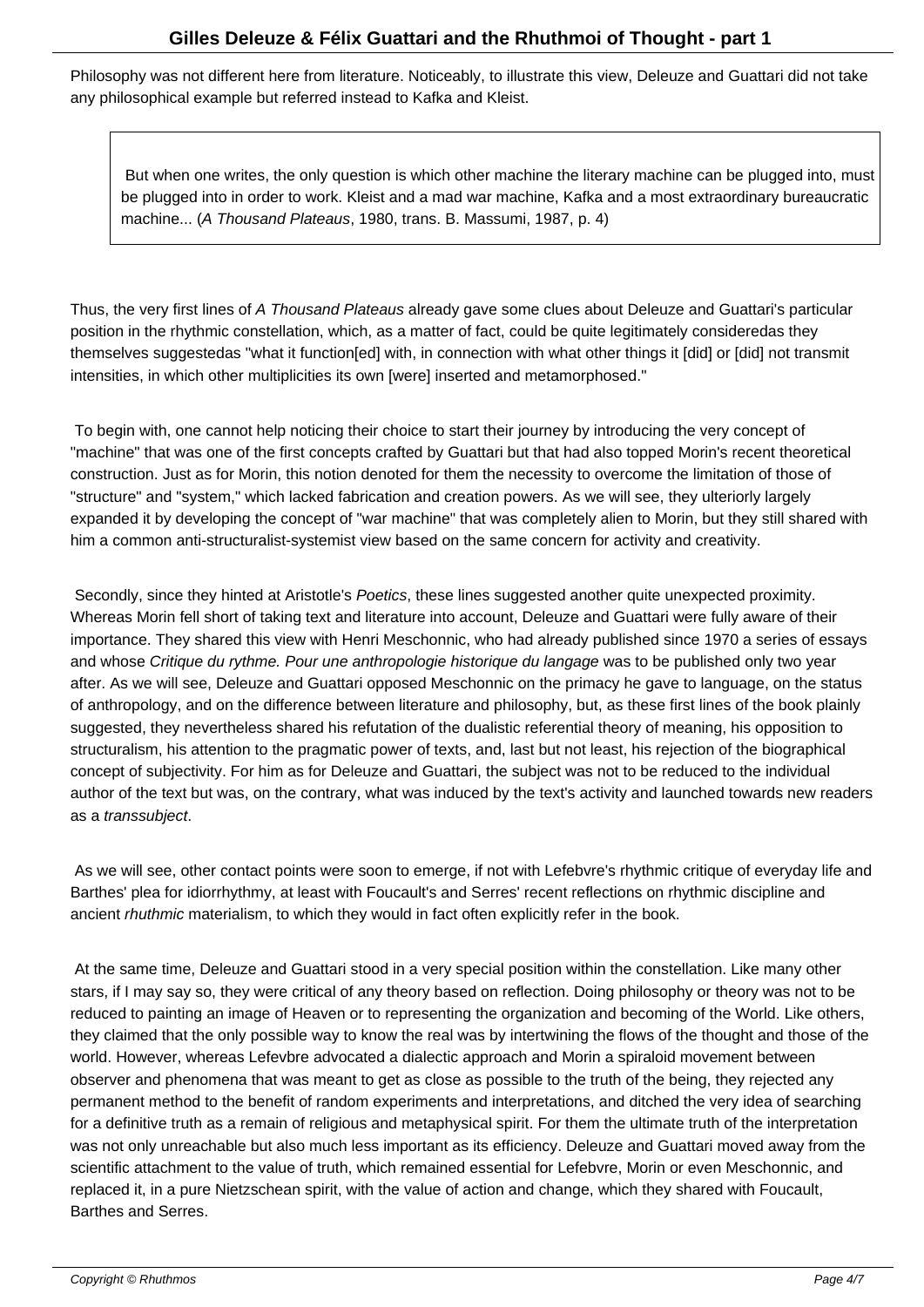Philosophy was not different here from literature. Noticeably, to illustrate this view, Deleuze and Guattari did not take any philosophical example but referred instead to Kafka and Kleist.

> But when one writes, the only question is which other machine the literary machine can be plugged into, must be plugged into in order to work. Kleist and a mad war machine, Kafka and a most extraordinary bureaucratic machine... (*A Thousand Plateaus*, 1980, trans. B. Massumi, 1987, p. 4)

Thus, the very first lines of *A Thousand Plateaus* already gave some clues about Deleuze and Guattari's particular position in the rhythmic constellation, which, as a matter of fact, could be quite legitimately consideredas they themselves suggestedas "what it function[ed] with, in connection with what other things it [did] or [did] not transmit intensities, in which other multiplicities its own [were] inserted and metamorphosed."

To begin with, one cannot help noticing their choice to start their journey by introducing the very concept of "machine" that was one of the first concepts crafted by Guattari but that had also topped Morin's recent theoretical construction. Just as for Morin, this notion denoted for them the necessity to overcome the limitation of those of "structure" and "system," which lacked fabrication and creation powers. As we will see, they ulteriorly largely expanded it by developing the concept of "war machine" that was completely alien to Morin, but they still shared with him a common anti-structuralist-systemist view based on the same concern for activity and creativity.

Secondly, since they hinted at Aristotle's *Poetics*, these lines suggested another quite unexpected proximity. Whereas Morin fell short of taking text and literature into account, Deleuze and Guattari were fully aware of their importance. They shared this view with Henri Meschonnic, who had already published since 1970 a series of essays and whose *Critique du rythme. Pour une anthropologie historique du langage* was to be published only two year after. As we will see, Deleuze and Guattari opposed Meschonnic on the primacy he gave to language, on the status of anthropology, and on the difference between literature and philosophy, but, as these first lines of the book plainly suggested, they nevertheless shared his refutation of the dualistic referential theory of meaning, his opposition to structuralism, his attention to the pragmatic power of texts, and, last but not least, his rejection of the biographical concept of subjectivity. For him as for Deleuze and Guattari, the subject was not to be reduced to the individual author of the text but was, on the contrary, what was induced by the text's activity and launched towards new readers as a *transsubject*.

As we will see, other contact points were soon to emerge, if not with Lefebvre's rhythmic critique of everyday life and Barthes' plea for idiorrhythmy, at least with Foucault's and Serres' recent reflections on rhythmic discipline and ancient *rhuthmic* materialism, to which they would in fact often explicitly refer in the book.

At the same time, Deleuze and Guattari stood in a very special position within the constellation. Like many other stars, if I may say so, they were critical of any theory based on reflection. Doing philosophy or theory was not to be reduced to painting an image of Heaven or to representing the organization and becoming of the World. Like others, they claimed that the only possible way to know the real was by intertwining the flows of the thought and those of the world. However, whereas Lefevbre advocated a dialectic approach and Morin a spiraloid movement between observer and phenomena that was meant to get as close as possible to the truth of the being, they rejected any permanent method to the benefit of random experiments and interpretations, and ditched the very idea of searching for a definitive truth as a remain of religious and metaphysical spirit. For them the ultimate truth of the interpretation was not only unreachable but also much less important as its efficiency. Deleuze and Guattari moved away from the scientific attachment to the value of truth, which remained essential for Lefebvre, Morin or even Meschonnic, and replaced it, in a pure Nietzschean spirit, with the value of action and change, which they shared with Foucault, Barthes and Serres.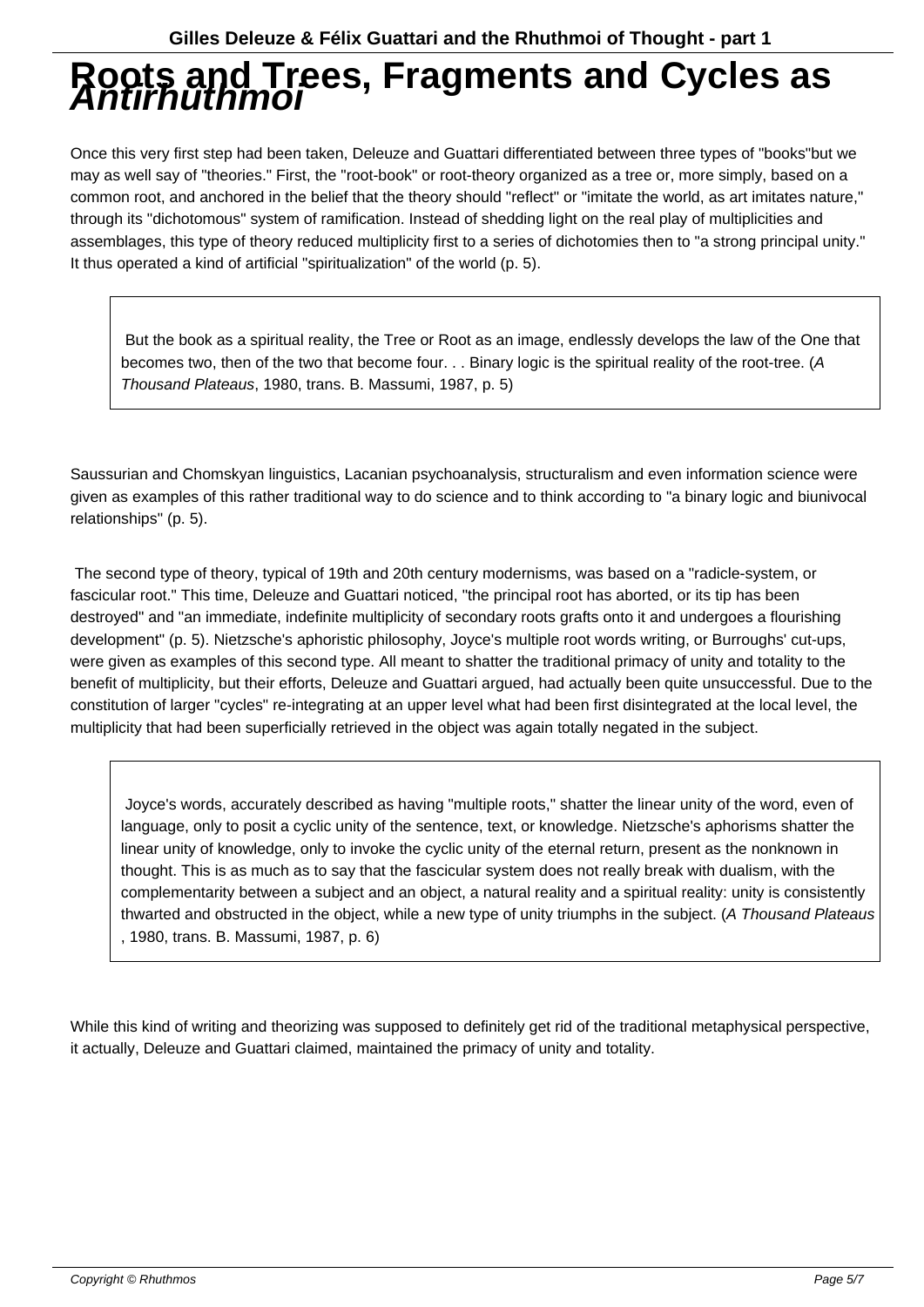# Roots and Trees, Fragments and Cycles as *Antirhuthmoi*

Once this very first step had been taken, Deleuze and Guattari differentiated between three types of "books"but we may as well say of "theories." First, the "root-book" or root-theory organized as a tree or, more simply, based on a common root, and anchored in the belief that the theory should "reflect" or "imitate the world, as art imitates nature," through its "dichotomous" system of ramification. Instead of shedding light on the real play of multiplicities and assemblages, this type of theory reduced multiplicity first to a series of dichotomies then to "a strong principal unity." It thus operated a kind of artificial "spiritualization" of the world (p. 5).

> But the book as a spiritual reality, the Tree or Root as an image, endlessly develops the law of the One that becomes two, then of the two that become four. . . Binary logic is the spiritual reality of the root-tree. (*A Thousand Plateaus*, 1980, trans. B. Massumi, 1987, p. 5)

Saussurian and Chomskyan linguistics, Lacanian psychoanalysis, structuralism and even information science were given as examples of this rather traditional way to do science and to think according to "a binary logic and biunivocal relationships" (p. 5).

The second type of theory, typical of 19th and 20th century modernisms, was based on a "radicle-system, or fascicular root." This time, Deleuze and Guattari noticed, "the principal root has aborted, or its tip has been destroyed" and "an immediate, indefinite multiplicity of secondary roots grafts onto it and undergoes a flourishing development" (p. 5). Nietzsche's aphoristic philosophy, Joyce's multiple root words writing, or Burroughs' cut-ups, were given as examples of this second type. All meant to shatter the traditional primacy of unity and totality to the benefit of multiplicity, but their efforts, Deleuze and Guattari argued, had actually been quite unsuccessful. Due to the constitution of larger "cycles" re-integrating at an upper level what had been first disintegrated at the local level, the multiplicity that had been superficially retrieved in the object was again totally negated in the subject.

> Joyce's words, accurately described as having "multiple roots," shatter the linear unity of the word, even of language, only to posit a cyclic unity of the sentence, text, or knowledge. Nietzsche's aphorisms shatter the linear unity of knowledge, only to invoke the cyclic unity of the eternal return, present as the nonknown in thought. This is as much as to say that the fascicular system does not really break with dualism, with the complementarity between a subject and an object, a natural reality and a spiritual reality: unity is consistently thwarted and obstructed in the object, while a new type of unity triumphs in the subject. (*A Thousand Plateaus*, 1980, trans. B. Massumi, 1987, p. 6)

While this kind of writing and theorizing was supposed to definitely get rid of the traditional metaphysical perspective, it actually, Deleuze and Guattari claimed, maintained the primacy of unity and totality.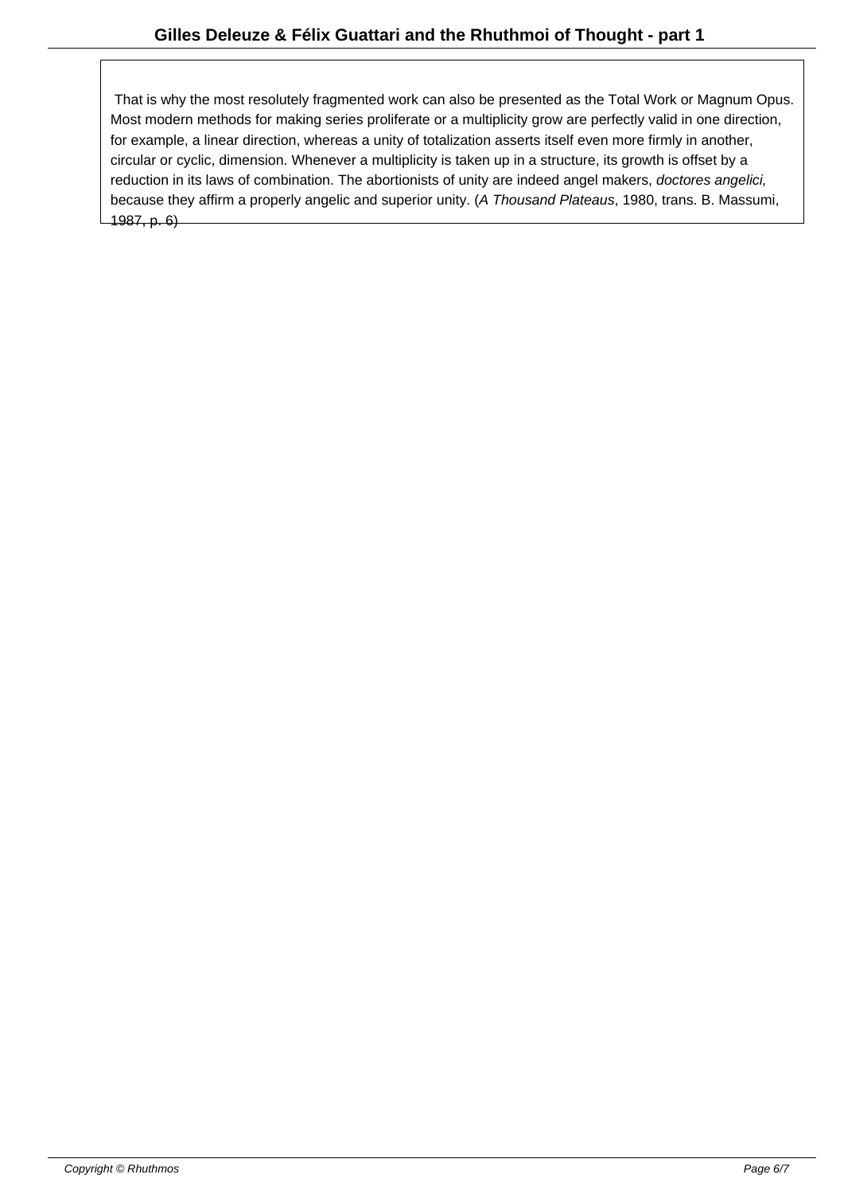> That is why the most resolutely fragmented work can also be presented as the Total Work or Magnum Opus. Most modern methods for making series proliferate or a multiplicity grow are perfectly valid in one direction, for example, a linear direction, whereas a unity of totalization asserts itself even more firmly in another, circular or cyclic, dimension. Whenever a multiplicity is taken up in a structure, its growth is offset by a reduction in its laws of combination. The abortionists of unity are indeed angel makers, *doctores angelici,* because they affirm a properly angelic and superior unity. (*A Thousand Plateaus*, 1980, trans. B. Massumi, 1987, p. 6)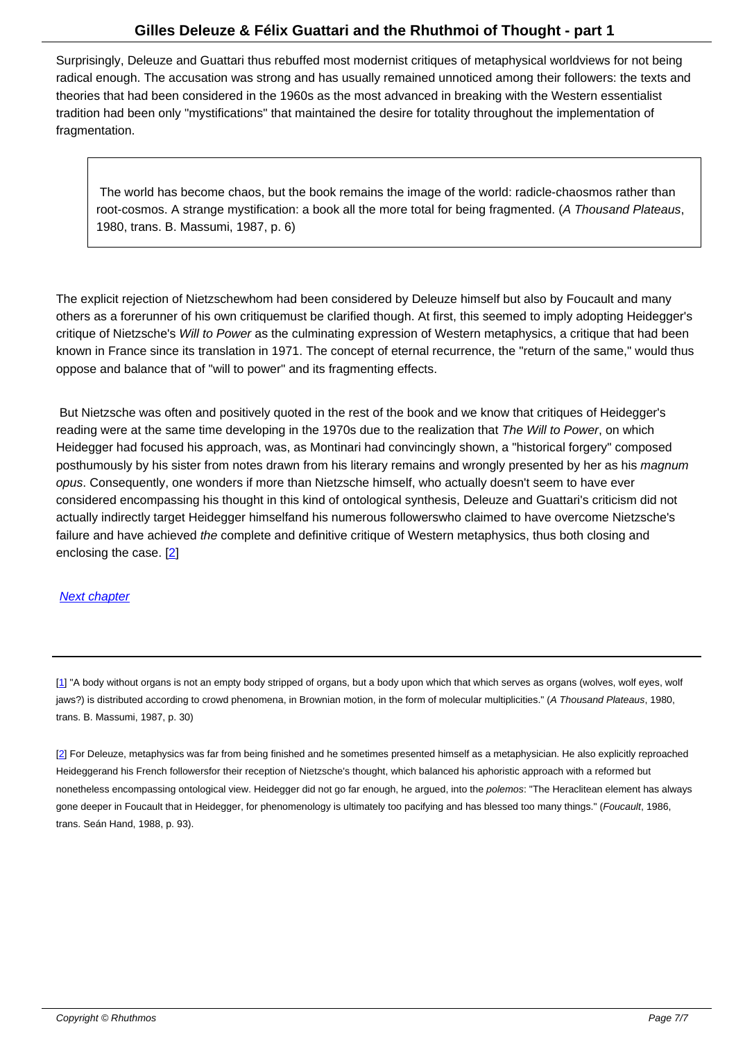Surprisingly, Deleuze and Guattari thus rebuffed most modernist critiques of metaphysical worldviews for not being radical enough. The accusation was strong and has usually remained unnoticed among their followers: the texts and theories that had been considered in the 1960s as the most advanced in breaking with the Western essentialist tradition had been only "mystifications" that maintained the desire for totality throughout the implementation of fragmentation.

> The world has become chaos, but the book remains the image of the world: radicle-chaosmos rather than root-cosmos. A strange mystification: a book all the more total for being fragmented. (*A Thousand Plateaus*, 1980, trans. B. Massumi, 1987, p. 6)

The explicit rejection of Nietzschewhom had been considered by Deleuze himself but also by Foucault and many others as a forerunner of his own critiquemust be clarified though. At first, this seemed to imply adopting Heidegger's critique of Nietzsche's *Will to Power* as the culminating expression of Western metaphysics, a critique that had been known in France since its translation in 1971. The concept of eternal recurrence, the "return of the same," would thus oppose and balance that of "will to power" and its fragmenting effects.

But Nietzsche was often and positively quoted in the rest of the book and we know that critiques of Heidegger's reading were at the same time developing in the 1970s due to the realization that *The Will to Power*, on which Heidegger had focused his approach, was, as Montinari had convincingly shown, a "historical forgery" composed posthumously by his sister from notes drawn from his literary remains and wrongly presented by her as his *magnum opus*. Consequently, one wonders if more than Nietzsche himself, who actually doesn't seem to have ever considered encompassing his thought in this kind of ontological synthesis, Deleuze and Guattari's criticism did not actually indirectly target Heidegger himselfand his numerous followerswho claimed to have overcome Nietzsche's failure and have achieved *the* complete and definitive critique of Western metaphysics, thus both closing and enclosing the case. [2]

Next chapter

---

[1] "A body without organs is not an empty body stripped of organs, but a body upon which that which serves as organs (wolves, wolf eyes, wolf jaws?) is distributed according to crowd phenomena, in Brownian motion, in the form of molecular multiplicities." (*A Thousand Plateaus*, 1980, trans. B. Massumi, 1987, p. 30)

[2] For Deleuze, metaphysics was far from being finished and he sometimes presented himself as a metaphysician. He also explicitly reproached Heideggerand his French followersfor their reception of Nietzsche's thought, which balanced his aphoristic approach with a reformed but nonetheless encompassing ontological view. Heidegger did not go far enough, he argued, into the *polemos*: "The Heraclitean element has always gone deeper in Foucault that in Heidegger, for phenomenology is ultimately too pacifying and has blessed too many things." (*Foucault*, 1986, trans. Seán Hand, 1988, p. 93).